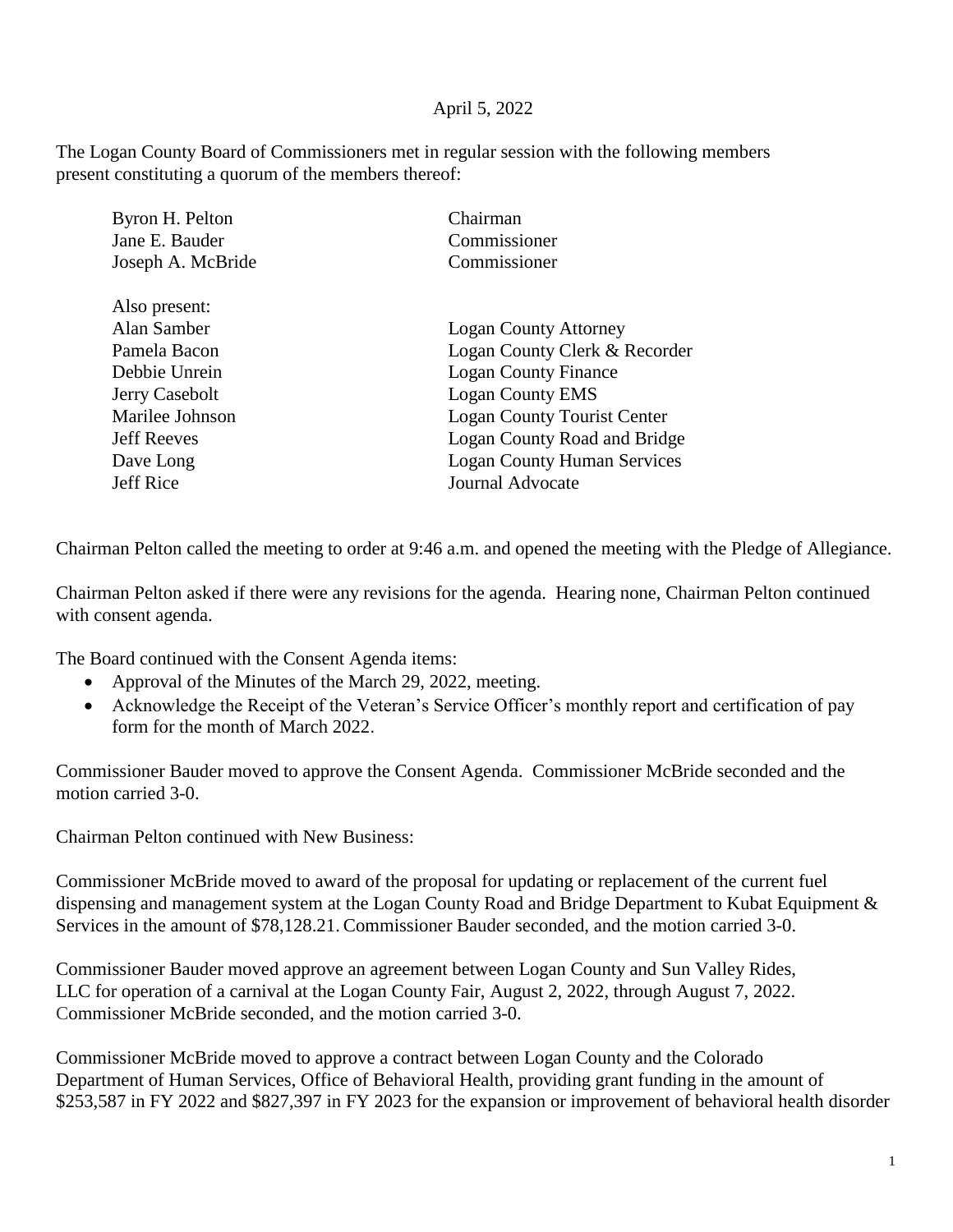April 5, 2022

The Logan County Board of Commissioners met in regular session with the following members present constituting a quorum of the members thereof:

| | |
|---|---|
| Byron H. Pelton | Chairman |
| Jane E. Bauder | Commissioner |
| Joseph A. McBride | Commissioner |
| | |
| Also present: | |
| Alan Samber | Logan County Attorney |
| Pamela Bacon | Logan County Clerk & Recorder |
| Debbie Unrein | Logan County Finance |
| Jerry Casebolt | Logan County EMS |
| Marilee Johnson | Logan County Tourist Center |
| Jeff Reeves | Logan County Road and Bridge |
| Dave Long | Logan County Human Services |
| Jeff Rice | Journal Advocate |

Chairman Pelton called the meeting to order at 9:46 a.m. and opened the meeting with the Pledge of Allegiance.

Chairman Pelton asked if there were any revisions for the agenda. Hearing none, Chairman Pelton continued with consent agenda.

The Board continued with the Consent Agenda items:

- Approval of the Minutes of the March 29, 2022, meeting.
- Acknowledge the Receipt of the Veteran's Service Officer's monthly report and certification of pay form for the month of March 2022.

Commissioner Bauder moved to approve the Consent Agenda. Commissioner McBride seconded and the motion carried 3-0.

Chairman Pelton continued with New Business:

Commissioner McBride moved to award of the proposal for updating or replacement of the current fuel dispensing and management system at the Logan County Road and Bridge Department to Kubat Equipment & Services in the amount of $78,128.21. Commissioner Bauder seconded, and the motion carried 3-0.

Commissioner Bauder moved approve an agreement between Logan County and Sun Valley Rides, LLC for operation of a carnival at the Logan County Fair, August 2, 2022, through August 7, 2022. Commissioner McBride seconded, and the motion carried 3-0.

Commissioner McBride moved to approve a contract between Logan County and the Colorado Department of Human Services, Office of Behavioral Health, providing grant funding in the amount of $253,587 in FY 2022 and $827,397 in FY 2023 for the expansion or improvement of behavioral health disorder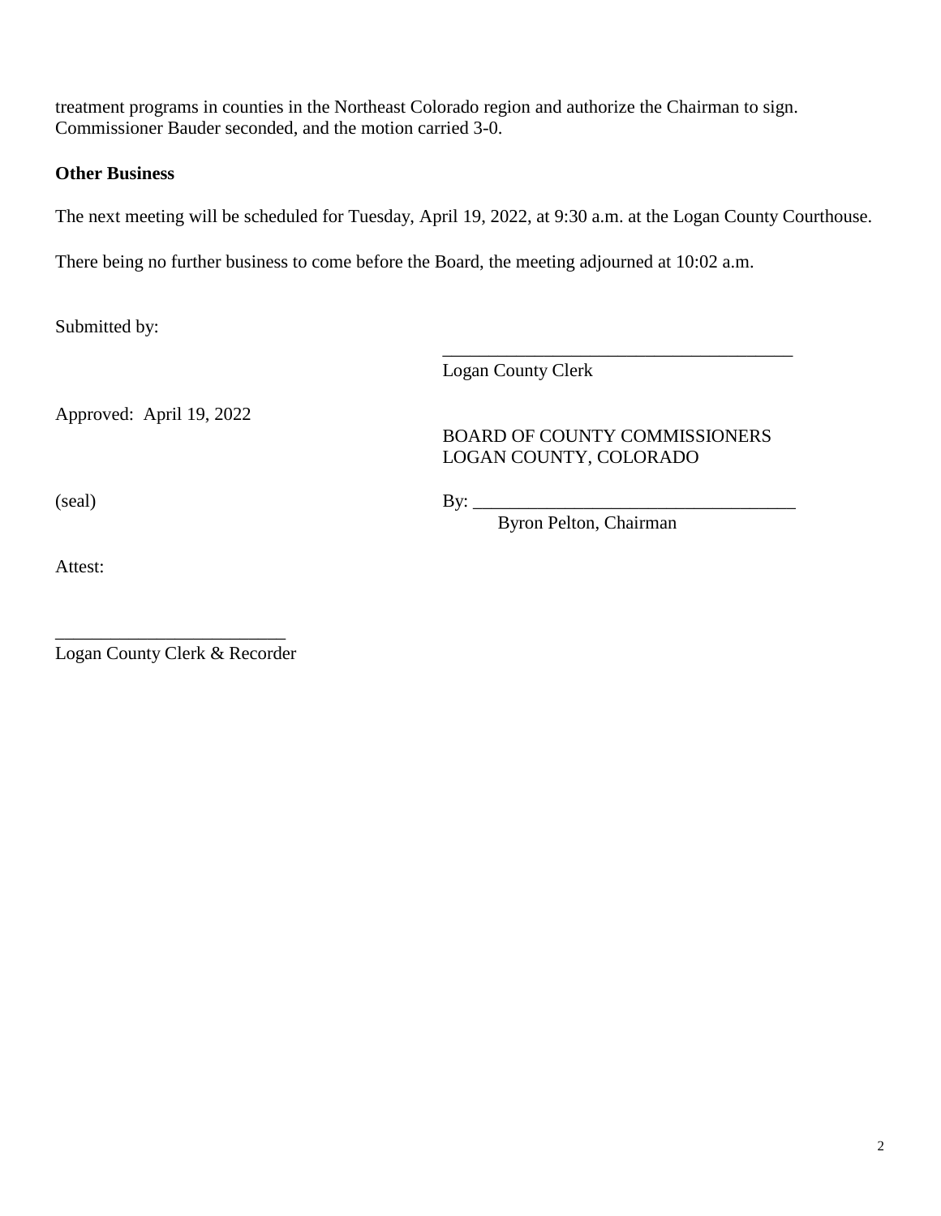treatment programs in counties in the Northeast Colorado region and authorize the Chairman to sign. Commissioner Bauder seconded, and the motion carried 3-0.

**Other Business**

The next meeting will be scheduled for Tuesday, April 19, 2022, at 9:30 a.m. at the Logan County Courthouse.

There being no further business to come before the Board, the meeting adjourned at 10:02 a.m.

Submitted by:

_______________________________________
Logan County Clerk

Approved: April 19, 2022

BOARD OF COUNTY COMMISSIONERS
LOGAN COUNTY, COLORADO

(seal)

By: ___________________________________
Byron Pelton, Chairman

Attest:

_________________________
Logan County Clerk & Recorder